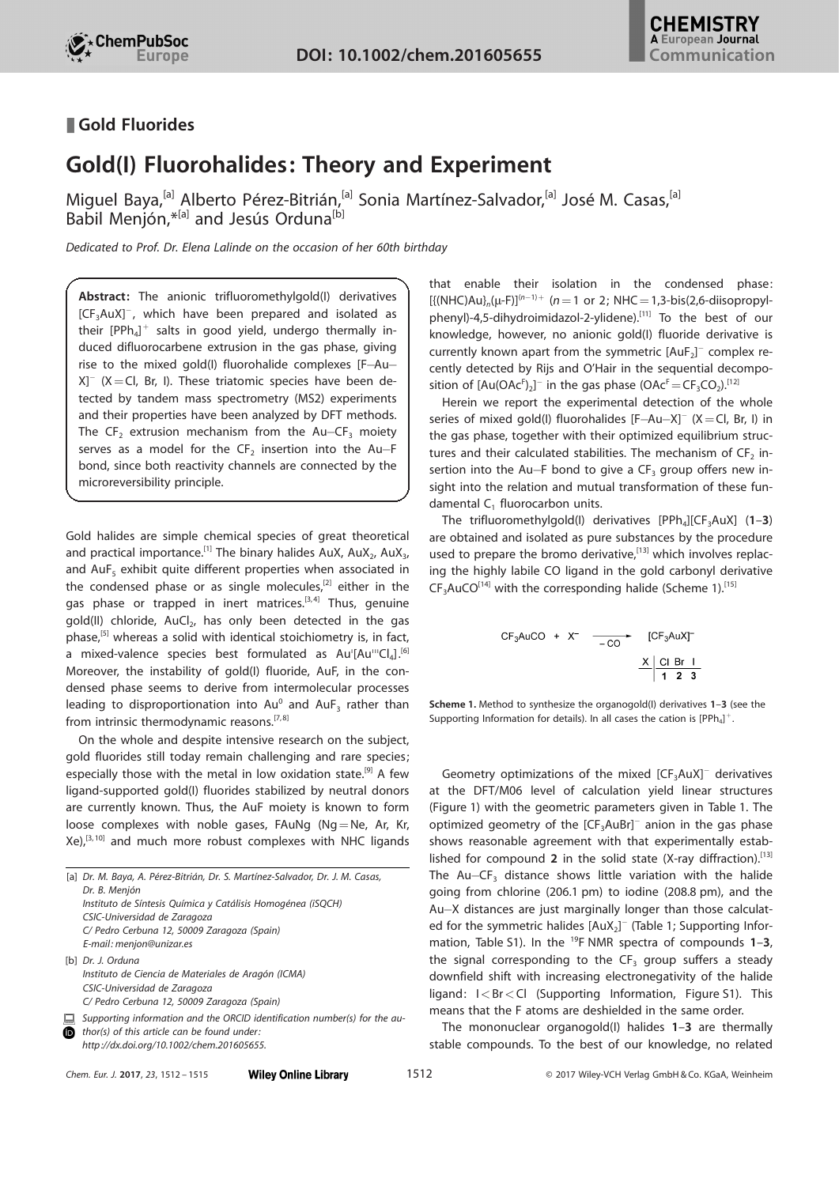## Gold Fluorides

# Gold(I) Fluorohalides: Theory and Experiment

Miguel Baya,[a] Alberto Pérez-Bitrián,[a] Sonia Martínez-Salvador,[a] José M. Casas,[a] Babil Menjón,*[a] and Jesús Orduna[b]

*Dedicated to Prof. Dr. Elena Lalinde on the occasion of her 60th birthday*

**Abstract:** The anionic trifluoromethylgold(I) derivatives $[CF_3AuX]^-$, which have been prepared and isolated as their $[PPh_4]^+$ salts in good yield, undergo thermally induced difluorocarbene extrusion in the gas phase, giving rise to the mixed gold(I) fluorohalide complexes $[F{-}Au{-}X]^-$ (X = Cl, Br, I). These triatomic species have been detected by tandem mass spectrometry (MS2) experiments and their properties have been analyzed by DFT methods. The $CF_2$ extrusion mechanism from the Au–$CF_3$ moiety serves as a model for the $CF_2$ insertion into the Au–F bond, since both reactivity channels are connected by the microreversibility principle.

Gold halides are simple chemical species of great theoretical and practical importance.[1] The binary halides AuX, $AuX_2$, $AuX_3$, and $AuF_5$ exhibit quite different properties when associated in the condensed phase or as single molecules,[2] either in the gas phase or trapped in inert matrices.[3,4] Thus, genuine gold(II) chloride, $AuCl_2$, has only been detected in the gas phase,[5] whereas a solid with identical stoichiometry is, in fact, a mixed-valence species best formulated as $Au^{I}[Au^{III}Cl_4]$.[6] Moreover, the instability of gold(I) fluoride, AuF, in the condensed phase seems to derive from intermolecular processes leading to disproportionation into $Au^0$ and $AuF_3$ rather than from intrinsic thermodynamic reasons.[7,8]

On the whole and despite intensive research on the subject, gold fluorides still today remain challenging and rare species; especially those with the metal in low oxidation state.[9] A few ligand-supported gold(I) fluorides stabilized by neutral donors are currently known. Thus, the AuF moiety is known to form loose complexes with noble gases, FAuNg (Ng = Ne, Ar, Kr, Xe),[3,10] and much more robust complexes with NHC ligands that enable their isolation in the condensed phase: $[\{(NHC)Au\}_n(\mu\text{-}F)]^{(n-1)+}$ ($n = 1$ or 2; NHC = 1,3-bis(2,6-diisopropylphenyl)-4,5-dihydroimidazol-2-ylidene).[11] To the best of our knowledge, however, no anionic gold(I) fluoride derivative is currently known apart from the symmetric $[AuF_2]^-$ complex recently detected by Rijs and O'Hair in the sequential decomposition of $[Au(OAc^F)_2]^-$ in the gas phase ($OAc^F = CF_3CO_2$).[12]

Herein we report the experimental detection of the whole series of mixed gold(I) fluorohalides $[F{-}Au{-}X]^-$ (X = Cl, Br, I) in the gas phase, together with their optimized equilibrium structures and their calculated stabilities. The mechanism of $CF_2$ insertion into the Au–F bond to give a $CF_3$ group offers new insight into the relation and mutual transformation of these fundamental $C_1$ fluorocarbon units.

The trifluoromethylgold(I) derivatives $[PPh_4][CF_3AuX]$ (**1**–**3**) are obtained and isolated as pure substances by the procedure used to prepare the bromo derivative,[13] which involves replacing the highly labile CO ligand in the gold carbonyl derivative $CF_3AuCO$[14] with the corresponding halide (Scheme 1).[15]

$$CF_3AuCO + X^- \xrightarrow[-CO]{} [CF_3AuX]^-$$

| X | Cl | Br | I |
|---|---|---|---|
| | **1** | **2** | **3** |

**Scheme 1.** Method to synthesize the organogold(I) derivatives **1**–**3** (see the Supporting Information for details). In all cases the cation is $[PPh_4]^+$.

Geometry optimizations of the mixed $[CF_3AuX]^-$ derivatives at the DFT/M06 level of calculation yield linear structures (Figure 1) with the geometric parameters given in Table 1. The optimized geometry of the $[CF_3AuBr]^-$ anion in the gas phase shows reasonable agreement with that experimentally established for compound **2** in the solid state (X-ray diffraction).[13] The Au–$CF_3$ distance shows little variation with the halide going from chlorine (206.1 pm) to iodine (208.8 pm), and the Au–X distances are just marginally longer than those calculated for the symmetric halides $[AuX_2]^-$ (Table 1; Supporting Information, Table S1). In the $^{19}F$ NMR spectra of compounds **1**–**3**, the signal corresponding to the $CF_3$ group suffers a steady downfield shift with increasing electronegativity of the halide ligand: I < Br < Cl (Supporting Information, Figure S1). This means that the F atoms are deshielded in the same order.

The mononuclear organogold(I) halides **1**–**3** are thermally stable compounds. To the best of our knowledge, no related

---

[a] Dr. M. Baya, A. Pérez-Bitrián, Dr. S. Martínez-Salvador, Dr. J. M. Casas, Dr. B. Menjón
Instituto de Síntesis Química y Catálisis Homogénea (iSQCH)
CSIC-Universidad de Zaragoza
C/ Pedro Cerbuna 12, 50009 Zaragoza (Spain)
E-mail: menjon@unizar.es

[b] Dr. J. Orduna
Instituto de Ciencia de Materiales de Aragón (ICMA)
CSIC-Universidad de Zaragoza
C/ Pedro Cerbuna 12, 50009 Zaragoza (Spain)

Supporting information and the ORCID identification number(s) for the author(s) of this article can be found under: http://dx.doi.org/10.1002/chem.201605655.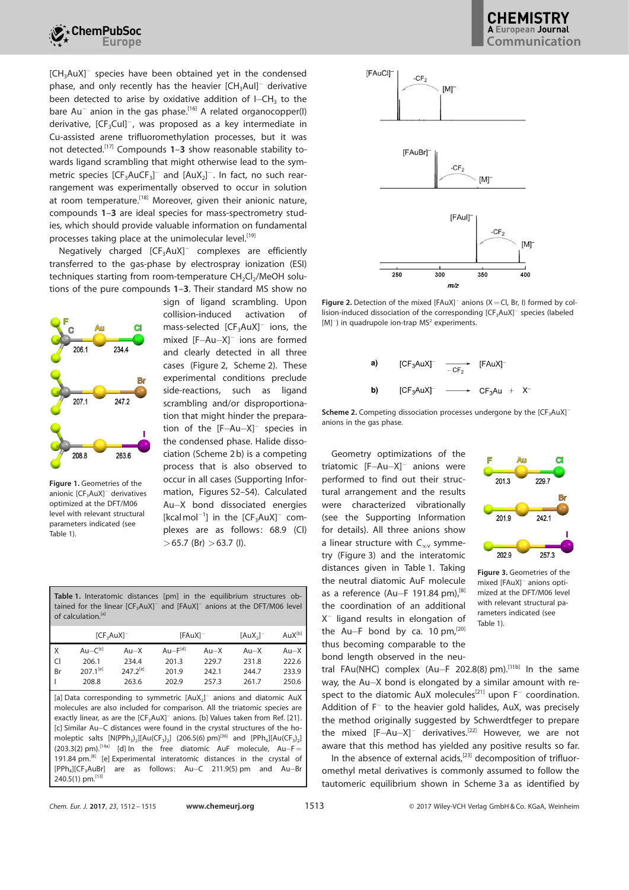$[CH_3AuX]^-$ species have been obtained yet in the condensed phase, and only recently has the heavier $[CH_3AuI]^-$ derivative been detected to arise by oxidative addition of I–$CH_3$ to the bare $Au^-$ anion in the gas phase.[16] A related organocopper(I) derivative, $[CF_3CuI]^-$, was proposed as a key intermediate in Cu-assisted arene trifluoromethylation processes, but it was not detected.[17] Compounds **1**–**3** show reasonable stability towards ligand scrambling that might otherwise lead to the symmetric species $[CF_3AuCF_3]^-$ and $[AuX_2]^-$. In fact, no such rearrangement was experimentally observed to occur in solution at room temperature.[18] Moreover, given their anionic nature, compounds **1**–**3** are ideal species for mass-spectrometry studies, which should provide valuable information on fundamental processes taking place at the unimolecular level.[19]

Negatively charged $[CF_3AuX]^-$ complexes are efficiently transferred to the gas-phase by electrospray ionization (ESI) techniques starting from room-temperature $CH_2Cl_2$/MeOH solutions of the pure compounds **1**–**3**. Their standard MS show no sign of ligand scrambling. Upon collision-induced activation of mass-selected $[CF_3AuX]^-$ ions, the mixed $[F–Au–X]^-$ ions are formed and clearly detected in all three cases (Figure 2, Scheme 2). These experimental conditions preclude side-reactions, such as ligand scrambling and/or disproportionation that might hinder the preparation of the $[F–Au–X]^-$ species in the condensed phase. Halide dissociation (Scheme 2b) is a competing process that is also observed to occur in all cases (Supporting Information, Figures S2–S4). Calculated Au–X bond dissociated energies [kcal mol$^{-1}$] in the $[CF_3AuX]^-$ complexes are as follows: 68.9 (Cl) > 65.7 (Br) > 63.7 (I).

**Figure 1.** Geometries of the anionic $[CF_3AuX]^-$ derivatives optimized at the DFT/M06 level with relevant structural parameters indicated (see Table 1).

**Figure 2.** Detection of the mixed $[FAuX]^-$ anions (X = Cl, Br, I) formed by collision-induced dissociation of the corresponding $[CF_3AuX]^-$ species (labeled $[M]^-$) in quadrupole ion-trap $MS^2$ experiments.

a) $[CF_3AuX]^- \xrightarrow{-CF_2} [FAuX]^-$

b) $[CF_3AuX]^- \longrightarrow CF_3Au + X^-$

**Scheme 2.** Competing dissociation processes undergone by the $[CF_3AuX]^-$ anions in the gas phase.

**Table 1.** Interatomic distances [pm] in the equilibrium structures obtained for the linear $[CF_3AuX]^-$ and $[FAuX]^-$ anions at the DFT/M06 level of calculation.[a]

| | $[CF_3AuX]^-$ | | $[FAuX]^-$ | | $[AuX_2]^-$ | AuX[b] |
|---|---|---|---|---|---|---|
| X | Au–C[c] | Au–X | Au–F[d] | Au–X | Au–X | Au–X |
| Cl | 206.1 | 234.4 | 201.3 | 229.7 | 231.8 | 222.6 |
| Br | 207.1[e] | 247.2[e] | 201.9 | 242.1 | 244.7 | 233.9 |
| I | 208.8 | 263.6 | 202.9 | 257.3 | 261.7 | 250.6 |

[a] Data corresponding to symmetric $[AuX_2]^-$ anions and diatomic AuX molecules are also included for comparison. All the triatomic species are exactly linear, as are the $[CF_3AuX]^-$ anions. [b] Values taken from Ref. [21]. [c] Similar Au–C distances were found in the crystal structures of the homoleptic salts $[N(PPh_3)_2][Au(CF_3)_2]$ (206.5(6) pm)[3b] and $[PPh_4][Au(CF_3)_2]$ (203.3(2) pm).[14a] [d] In the free diatomic AuF molecule, Au–F = 191.84 pm.[8] [e] Experimental interatomic distances in the crystal of $[PPh_4][CF_3AuBr]$ are as follows: Au–C 211.9(5) pm and Au–Br 240.5(1) pm.[13]

Geometry optimizations of the triatomic $[F–Au–X]^-$ anions were performed to find out their structural arrangement and the results were characterized vibrationally (see the Supporting Information for details). All three anions show a linear structure with $C_{\infty v}$ symmetry (Figure 3) and the interatomic distances given in Table 1. Taking the neutral diatomic AuF molecule as a reference (Au–F 191.84 pm),[8] the coordination of an additional $X^-$ ligand results in elongation of the Au–F bond by ca. 10 pm,[20] thus becoming comparable to the bond length observed in the neutral FAu(NHC) complex (Au–F 202.8(8) pm).[11b] In the same way, the Au–X bond is elongated by a similar amount with respect to the diatomic AuX molecules[21] upon $F^-$ coordination. Addition of $F^-$ to the heavier gold halides, AuX, was precisely the method originally suggested by Schwerdtfeger to prepare the mixed $[F–Au–X]^-$ derivatives.[22] However, we are not aware that this method has yielded any positive results so far.

**Figure 3.** Geometries of the mixed $[FAuX]^-$ anions optimized at the DFT/M06 level with relevant structural parameters indicated (see Table 1).

In the absence of external acids,[23] decomposition of trifluoromethyl metal derivatives is commonly assumed to follow the tautomeric equilibrium shown in Scheme 3a as identified by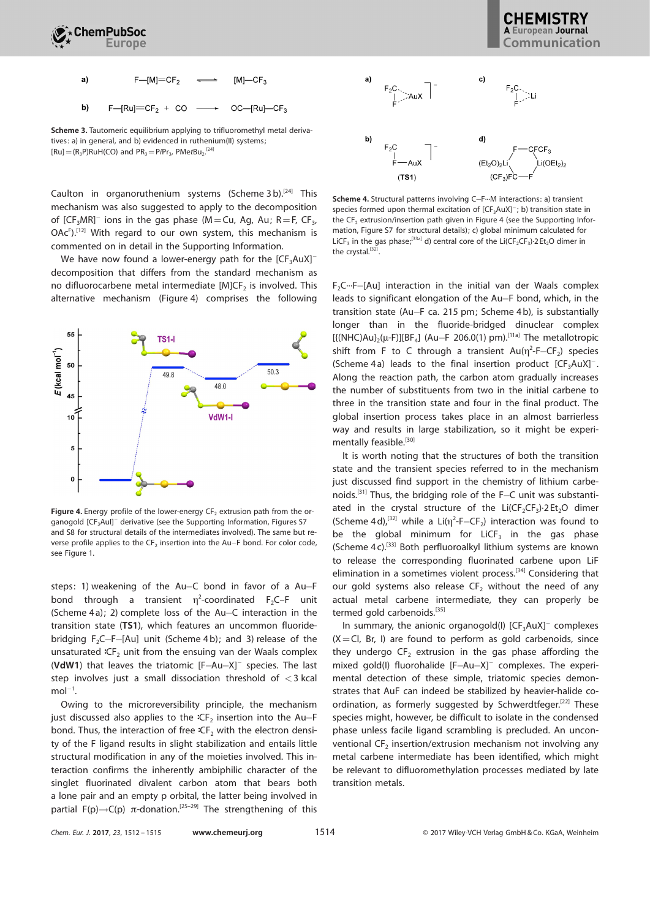a) $F{-}[M]{=}CF_2 \rightleftharpoons [M]{-}CF_3$

b) $F{-}[Ru]{=}CF_2 + CO \longrightarrow OC{-}[Ru]{-}CF_3$

**Scheme 3.** Tautomeric equilibrium applying to trifluoromethyl metal derivatives: a) in general, and b) evidenced in ruthenium(II) systems; $[Ru] = (R_3P)RuH(CO)$ and $PR_3 = PiPr_3$, $PMetBu_2$.[24]

Caulton in organoruthenium systems (Scheme 3b).[24] This mechanism was also suggested to apply to the decomposition of $[CF_3MR]^-$ ions in the gas phase (M = Cu, Ag, Au; R = F, $CF_3$, $OAc^F$).[12] With regard to our own system, this mechanism is commented on in detail in the Supporting Information.

We have now found a lower-energy path for the $[CF_3AuX]^-$ decomposition that differs from the standard mechanism as no difluorocarbene metal intermediate $[M]CF_2$ is involved. This alternative mechanism (Figure 4) comprises the following steps: 1) weakening of the Au–C bond in favor of a Au–F bond through a transient $\eta^2$-coordinated $F_2C$–F unit (Scheme 4a); 2) complete loss of the Au–C interaction in the transition state (**TS1**), which features an uncommon fluoride-bridging $F_2C$–F–[Au] unit (Scheme 4b); and 3) release of the unsaturated :$CF_2$ unit from the ensuing van der Waals complex (**VdW1**) that leaves the triatomic $[F{-}Au{-}X]^-$ species. The last step involves just a small dissociation threshold of $< 3$ kcal $mol^{-1}$.

**Figure 4.** Energy profile of the lower-energy $CF_2$ extrusion path from the organogold $[CF_3AuI]^-$ derivative (see the Supporting Information, Figures S7 and S8 for structural details of the intermediates involved). The same but reverse profile applies to the $CF_2$ insertion into the Au–F bond. For color code, see Figure 1.

Owing to the microreversibility principle, the mechanism just discussed also applies to the :$CF_2$ insertion into the Au–F bond. Thus, the interaction of free :$CF_2$ with the electron density of the F ligand results in slight stabilization and entails little structural modification in any of the moieties involved. This interaction confirms the inherently ambiphilic character of the singlet fluorinated divalent carbon atom that bears both a lone pair and an empty p orbital, the latter being involved in partial $F(p) \rightarrow C(p)$ $\pi$-donation.[25–29] The strengthening of this $F_2C \cdots F$–[Au] interaction in the initial van der Waals complex leads to significant elongation of the Au–F bond, which, in the transition state (Au–F ca. 215 pm; Scheme 4b), is substantially longer than in the fluoride-bridged dinuclear complex $[\{(NHC)Au\}_2(\mu\text{-}F)][BF_4]$ (Au–F 206.0(1) pm).[11a] The metallotropic shift from F to C through a transient $Au(\eta^2\text{-}F{-}CF_2)$ species (Scheme 4a) leads to the final insertion product $[CF_3AuX]^-$. Along the reaction path, the carbon atom gradually increases the number of substituents from two in the initial carbene to three in the transition state and four in the final product. The global insertion process takes place in an almost barrierless way and results in large stabilization, so it might be experimentally feasible.[30]

**Scheme 4.** Structural patterns involving C–F···M interactions: a) transient species formed upon thermal excitation of $[CF_3AuX]^-$; b) transition state in the $CF_2$ extrusion/insertion path given in Figure 4 (see the Supporting Information, Figure S7 for structural details); c) global minimum calculated for $LiCF_3$ in the gas phase;[33a] d) central core of the $Li(CF_2CF_3){\cdot}2Et_2O$ dimer in the crystal.[32]

It is worth noting that the structures of both the transition state and the transient species referred to in the mechanism just discussed find support in the chemistry of lithium carbenoids.[31] Thus, the bridging role of the F–C unit was substantiated in the crystal structure of the $Li(CF_2CF_3){\cdot}2Et_2O$ dimer (Scheme 4d),[32] while a $Li(\eta^2\text{-}F{-}CF_2)$ interaction was found to be the global minimum for $LiCF_3$ in the gas phase (Scheme 4c).[33] Both perfluoroalkyl lithium systems are known to release the corresponding fluorinated carbene upon LiF elimination in a sometimes violent process.[34] Considering that our gold systems also release $CF_2$ without the need of any actual metal carbene intermediate, they can properly be termed gold carbenoids.[35]

In summary, the anionic organogold(I) $[CF_3AuX]^-$ complexes (X = Cl, Br, I) are found to perform as gold carbenoids, since they undergo $CF_2$ extrusion in the gas phase affording the mixed gold(I) fluorohalide $[F{-}Au{-}X]^-$ complexes. The experimental detection of these simple, triatomic species demonstrates that AuF can indeed be stabilized by heavier-halide coordination, as formerly suggested by Schwerdtfeger.[22] These species might, however, be difficult to isolate in the condensed phase unless facile ligand scrambling is precluded. An unconventional $CF_2$ insertion/extrusion mechanism not involving any metal carbene intermediate has been identified, which might be relevant to difluoromethylation processes mediated by late transition metals.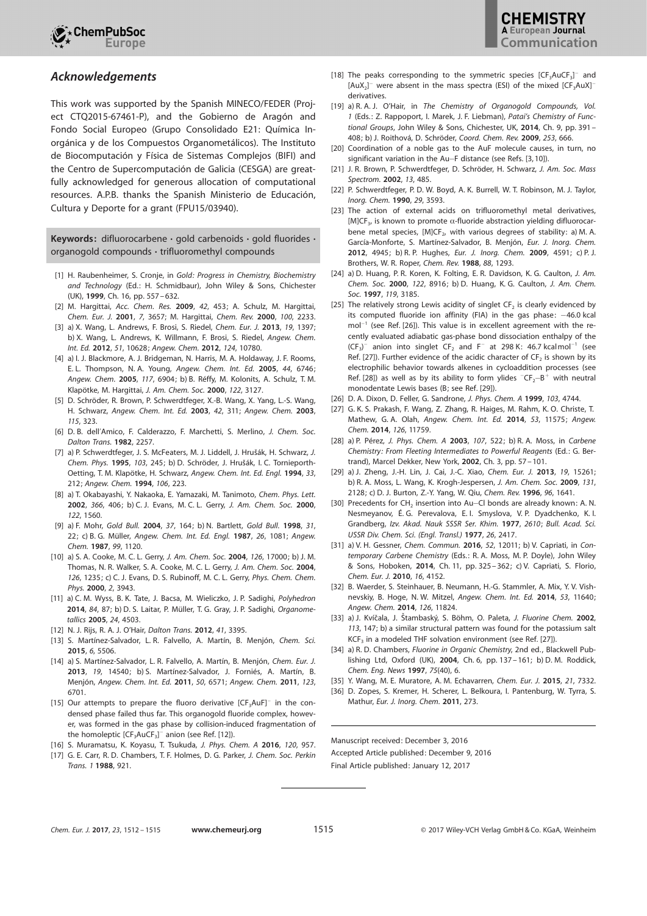## Acknowledgements

This work was supported by the Spanish MINECO/FEDER (Project CTQ2015-67461-P), and the Gobierno de Aragón and Fondo Social Europeo (Grupo Consolidado E21: Química Inorgánica y de los Compuestos Organometálicos). The Instituto de Biocomputación y Física de Sistemas Complejos (BIFI) and the Centro de Supercomputación de Galicia (CESGA) are greatfully acknowledged for generous allocation of computational resources. A.P.B. thanks the Spanish Ministerio de Educación, Cultura y Deporte for a grant (FPU15/03940).

**Keywords:** difluorocarbene · gold carbenoids · gold fluorides · organogold compounds · trifluoromethyl compounds

[1] H. Raubenheimer, S. Cronje, in *Gold: Progress in Chemistry, Biochemistry and Technology* (Ed.: H. Schmidbaur), John Wiley & Sons, Chichester (UK), **1999**, Ch. 16, pp. 557 – 632.

[2] M. Hargittai, *Acc. Chem. Res.* **2009**, *42*, 453; A. Schulz, M. Hargittai, *Chem. Eur. J.* **2001**, *7*, 3657; M. Hargittai, *Chem. Rev.* **2000**, *100*, 2233.

[3] a) X. Wang, L. Andrews, F. Brosi, S. Riedel, *Chem. Eur. J.* **2013**, *19*, 1397; b) X. Wang, L. Andrews, K. Willmann, F. Brosi, S. Riedel, *Angew. Chem. Int. Ed.* **2012**, *51*, 10628; *Angew. Chem.* **2012**, *124*, 10780.

[4] a) I. J. Blackmore, A. J. Bridgeman, N. Harris, M. A. Holdaway, J. F. Rooms, E. L. Thompson, N. A. Young, *Angew. Chem. Int. Ed.* **2005**, *44*, 6746; *Angew. Chem.* **2005**, *117*, 6904; b) R. Réffy, M. Kolonits, A. Schulz, T. M. Klapötke, M. Hargittai, *J. Am. Chem. Soc.* **2000**, *122*, 3127.

[5] D. Schröder, R. Brown, P. Schwerdtfeger, X.-B. Wang, X. Yang, L.-S. Wang, H. Schwarz, *Angew. Chem. Int. Ed.* **2003**, *42*, 311; *Angew. Chem.* **2003**, *115*, 323.

[6] D. B. dell'Amico, F. Calderazzo, F. Marchetti, S. Merlino, *J. Chem. Soc. Dalton Trans.* **1982**, 2257.

[7] a) P. Schwerdtfeger, J. S. McFeaters, M. J. Liddell, J. Hrušák, H. Schwarz, *J. Chem. Phys.* **1995**, *103*, 245; b) D. Schröder, J. Hrušák, I. C. Tornieporth-Oetting, T. M. Klapötke, H. Schwarz, *Angew. Chem. Int. Ed. Engl.* **1994**, *33*, 212; *Angew. Chem.* **1994**, *106*, 223.

[8] a) T. Okabayashi, Y. Nakaoka, E. Yamazaki, M. Tanimoto, *Chem. Phys. Lett.* **2002**, *366*, 406; b) C. J. Evans, M. C. L. Gerry, *J. Am. Chem. Soc.* **2000**, *122*, 1560.

[9] a) F. Mohr, *Gold Bull.* **2004**, *37*, 164; b) N. Bartlett, *Gold Bull.* **1998**, *31*, 22; c) B. G. Müller, *Angew. Chem. Int. Ed. Engl.* **1987**, *26*, 1081; *Angew. Chem.* **1987**, *99*, 1120.

[10] a) S. A. Cooke, M. C. L. Gerry, *J. Am. Chem. Soc.* **2004**, *126*, 17000; b) J. M. Thomas, N. R. Walker, S. A. Cooke, M. C. L. Gerry, *J. Am. Chem. Soc.* **2004**, *126*, 1235; c) C. J. Evans, D. S. Rubinoff, M. C. L. Gerry, *Phys. Chem. Chem. Phys.* **2000**, *2*, 3943.

[11] a) C. M. Wyss, B. K. Tate, J. Bacsa, M. Wieliczko, J. P. Sadighi, *Polyhedron* **2014**, *84*, 87; b) D. S. Laitar, P. Müller, T. G. Gray, J. P. Sadighi, *Organometallics* **2005**, *24*, 4503.

[12] N. J. Rijs, R. A. J. O'Hair, *Dalton Trans.* **2012**, *41*, 3395.

[13] S. Martínez-Salvador, L. R. Falvello, A. Martín, B. Menjón, *Chem. Sci.* **2015**, *6*, 5506.

[14] a) S. Martínez-Salvador, L. R. Falvello, A. Martín, B. Menjón, *Chem. Eur. J.* **2013**, *19*, 14540; b) S. Martínez-Salvador, J. Forniés, A. Martín, B. Menjón, *Angew. Chem. Int. Ed.* **2011**, *50*, 6571; *Angew. Chem.* **2011**, *123*, 6701.

[15] Our attempts to prepare the fluoro derivative $[CF_3AuF]^-$ in the condensed phase failed thus far. This organogold fluoride complex, however, was formed in the gas phase by collision-induced fragmentation of the homoleptic $[CF_3AuCF_3]^-$ anion (see Ref. [12]).

[16] S. Muramatsu, K. Koyasu, T. Tsukuda, *J. Phys. Chem. A* **2016**, *120*, 957.

[17] G. E. Carr, R. D. Chambers, T. F. Holmes, D. G. Parker, *J. Chem. Soc. Perkin Trans. 1* **1988**, 921.

[18] The peaks corresponding to the symmetric species $[CF_3AuCF_3]^-$ and $[AuX_2]^-$ were absent in the mass spectra (ESI) of the mixed $[CF_3AuX]^-$ derivatives.

[19] a) R. A. J. O'Hair, in *The Chemistry of Organogold Compounds, Vol. 1* (Eds.: Z. Rappoport, I. Marek, J. F. Liebman), *Patai's Chemistry of Functional Groups*, John Wiley & Sons, Chichester, UK, **2014**, Ch. 9, pp. 391 – 408; b) J. Roithová, D. Schröder, *Coord. Chem. Rev.* **2009**, *253*, 666.

[20] Coordination of a noble gas to the AuF molecule causes, in turn, no significant variation in the Au–F distance (see Refs. [3,10]).

[21] J. R. Brown, P. Schwerdtfeger, D. Schröder, H. Schwarz, *J. Am. Soc. Mass Spectrom.* **2002**, *13*, 485.

[22] P. Schwerdtfeger, P. D. W. Boyd, A. K. Burrell, W. T. Robinson, M. J. Taylor, *Inorg. Chem.* **1990**, *29*, 3593.

[23] The action of external acids on trifluoromethyl metal derivatives, $[M]CF_3$, is known to promote α-fluoride abstraction yielding difluorocarbene metal species, $[M]CF_2$, with various degrees of stability: a) M. A. García-Monforte, S. Martínez-Salvador, B. Menjón, *Eur. J. Inorg. Chem.* **2012**, 4945; b) R. P. Hughes, *Eur. J. Inorg. Chem.* **2009**, 4591; c) P. J. Brothers, W. R. Roper, *Chem. Rev.* **1988**, *88*, 1293.

[24] a) D. Huang, P. R. Koren, K. Folting, E. R. Davidson, K. G. Caulton, *J. Am. Chem. Soc.* **2000**, *122*, 8916; b) D. Huang, K. G. Caulton, *J. Am. Chem. Soc.* **1997**, *119*, 3185.

[25] The relatively strong Lewis acidity of singlet $CF_2$ is clearly evidenced by its computed fluoride ion affinity (FIA) in the gas phase: $-46.0$ kcal mol$^{-1}$ (see Ref. [26]). This value is in excellent agreement with the recently evaluated adiabatic gas-phase bond dissociation enthalpy of the $(CF_3)^-$ anion into singlet $CF_2$ and $F^-$ at 298 K: 46.7 kcal mol$^{-1}$ (see Ref. [27]). Further evidence of the acidic character of $CF_2$ is shown by its electrophilic behavior towards alkenes in cycloaddition processes (see Ref. [28]) as well as by its ability to form ylides $^-CF_2$–$B^+$ with neutral monodentate Lewis bases (B; see Ref. [29]).

[26] D. A. Dixon, D. Feller, G. Sandrone, *J. Phys. Chem. A* **1999**, *103*, 4744.

[27] G. K. S. Prakash, F. Wang, Z. Zhang, R. Haiges, M. Rahm, K. O. Christe, T. Mathew, G. A. Olah, *Angew. Chem. Int. Ed.* **2014**, *53*, 11575; *Angew. Chem.* **2014**, *126*, 11759.

[28] a) P. Pérez, *J. Phys. Chem. A* **2003**, *107*, 522; b) R. A. Moss, in *Carbene Chemistry: From Fleeting Intermediates to Powerful Reagents* (Ed.: G. Bertrand), Marcel Dekker, New York, **2002**, Ch. 3, pp. 57 – 101.

[29] a) J. Zheng, J.-H. Lin, J. Cai, J.-C. Xiao, *Chem. Eur. J.* **2013**, *19*, 15261; b) R. A. Moss, L. Wang, K. Krogh-Jespersen, *J. Am. Chem. Soc.* **2009**, *131*, 2128; c) D. J. Burton, Z.-Y. Yang, W. Qiu, *Chem. Rev.* **1996**, *96*, 1641.

[30] Precedents for $CH_2$ insertion into Au–Cl bonds are already known: A. N. Nesmeyanov, É. G. Perevalova, E. I. Smyslova, V. P. Dyadchenko, K. I. Grandberg, *Izv. Akad. Nauk SSSR Ser. Khim.* **1977**, *2610*; *Bull. Acad. Sci. USSR Div. Chem. Sci. (Engl. Transl.)* **1977**, *26*, 2417.

[31] a) V. H. Gessner, *Chem. Commun.* **2016**, *52*, 12011; b) V. Capriati, in *Contemporary Carbene Chemistry* (Eds.: R. A. Moss, M. P. Doyle), John Wiley & Sons, Hoboken, **2014**, Ch. 11, pp. 325 – 362; c) V. Capriati, S. Florio, *Chem. Eur. J.* **2010**, *16*, 4152.

[32] B. Waerder, S. Steinhauer, B. Neumann, H.-G. Stammler, A. Mix, Y. V. Vishnevskiy, B. Hoge, N. W. Mitzel, *Angew. Chem. Int. Ed.* **2014**, *53*, 11640; *Angew. Chem.* **2014**, *126*, 11824.

[33] a) J. Kvíčala, J. Štambaský, S. Böhm, O. Paleta, *J. Fluorine Chem.* **2002**, *113*, 147; b) a similar structural pattern was found for the potassium salt $KCF_3$ in a modeled THF solvation environment (see Ref. [27]).

[34] a) R. D. Chambers, *Fluorine in Organic Chemistry*, 2nd ed., Blackwell Publishing Ltd, Oxford (UK), **2004**, Ch. 6, pp. 137 – 161; b) D. M. Roddick, *Chem. Eng. News* **1997**, *75*(40), 6.

[35] Y. Wang, M. E. Muratore, A. M. Echavarren, *Chem. Eur. J.* **2015**, *21*, 7332.

[36] D. Zopes, S. Kremer, H. Scherer, L. Belkoura, I. Pantenburg, W. Tyrra, S. Mathur, *Eur. J. Inorg. Chem.* **2011**, 273.

Manuscript received: December 3, 2016
Accepted Article published: December 9, 2016
Final Article published: January 12, 2017